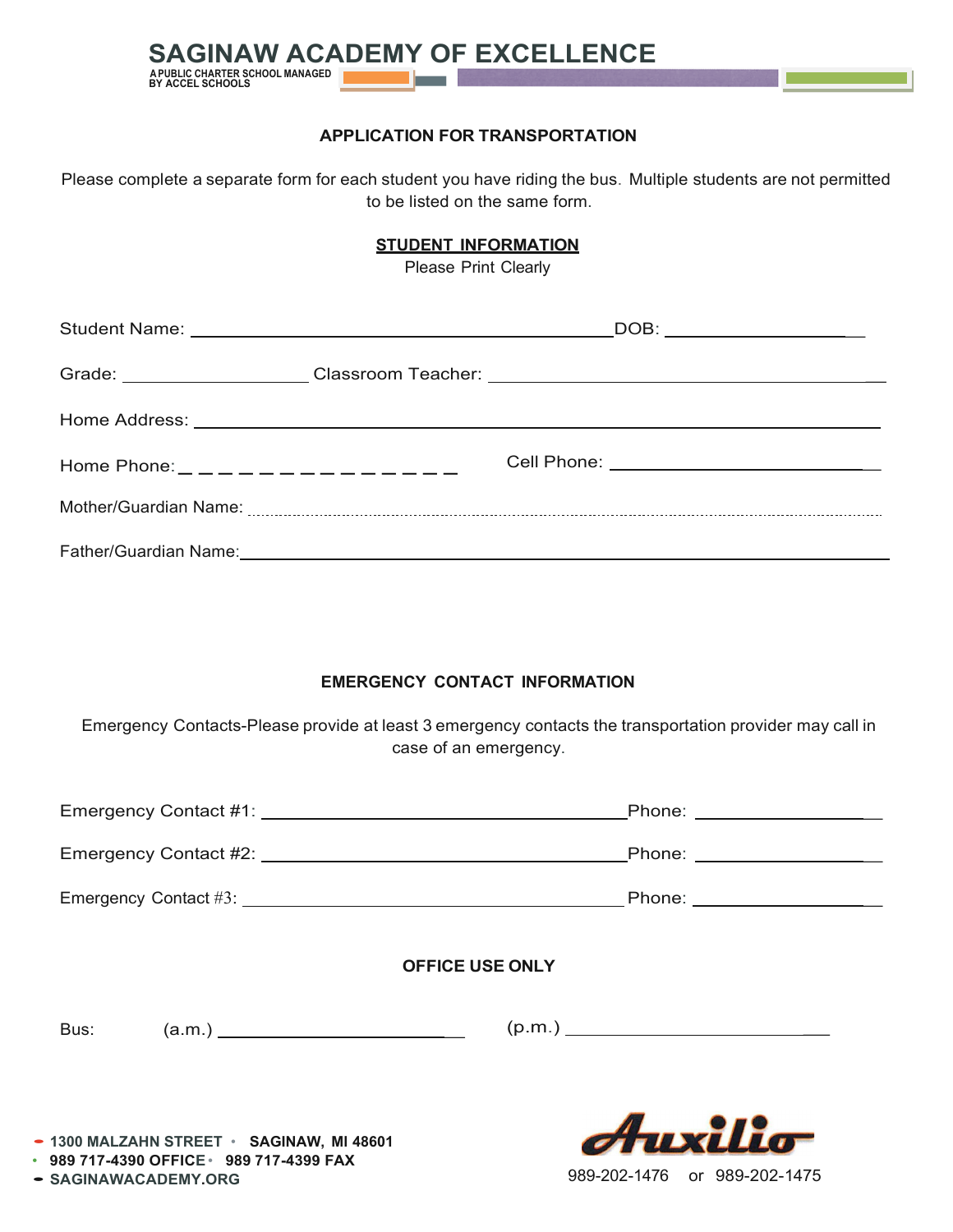# SAGINAW ACADEMY OF EXCELLENCE

A PUBLIC CHARTER SCHOOL MANAGED BY ACCEL SCHOOLS

## APPLICATION FOR TRANSPORTATION

Please complete a separate form for each student you have riding the bus. Multiple students are not permitted to be listed on the same form.

### STUDENT INFORMATION

Please Print Clearly

Student Name: ______________________________ DOB: ____________

Grade: ____________ Classroom Teacher: ______________________________

Home Address: ______________________________________________

Home Phone: _ _ _ _ _ _ _ _ _ _ _ _ _ _ _ Cell Phone: ____________________

Mother/Guardian Name: ______________________________________________

Father/Guardian Name: ______________________________________________

### EMERGENCY CONTACT INFORMATION

Emergency Contacts-Please provide at least 3 emergency contacts the transportation provider may call in case of an emergency.

Emergency Contact #1: ______________________________ Phone: ____________

Emergency Contact #2: ______________________________ Phone: ____________

Emergency Contact #3: ______________________________ Phone: ____________

### OFFICE USE ONLY

Bus: (a.m.) ____________________ (p.m.) ____________________

- 1300 MALZAHN STREET • SAGINAW, MI 48601
- 989 717-4390 OFFICE • 989 717-4399 FAX
- SAGINAWACADEMY.ORG

Auxilio

989-202-1476 or 989-202-1475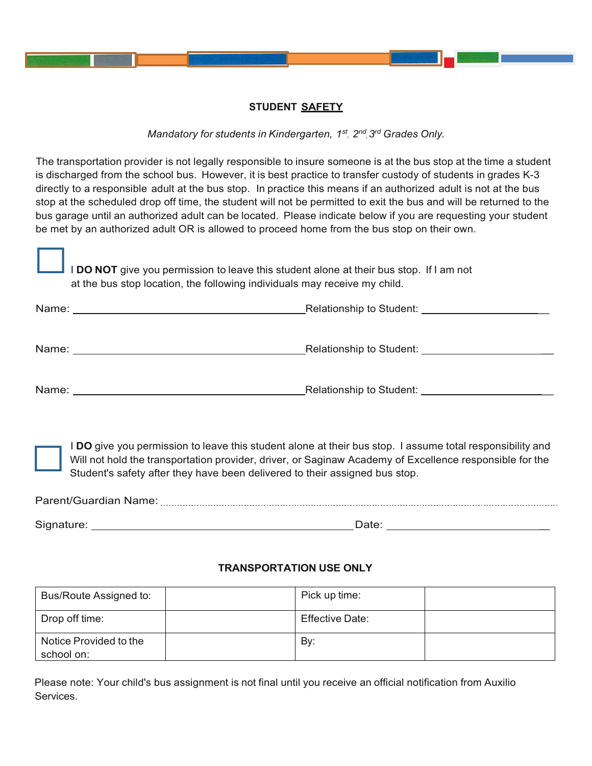## STUDENT SAFETY

*Mandatory for students in Kindergarten, 1st, 2nd, 3rd Grades Only.*

The transportation provider is not legally responsible to insure someone is at the bus stop at the time a student is discharged from the school bus. However, it is best practice to transfer custody of students in grades K-3 directly to a responsible adult at the bus stop. In practice this means if an authorized adult is not at the bus stop at the scheduled drop off time, the student will not be permitted to exit the bus and will be returned to the bus garage until an authorized adult can be located. Please indicate below if you are requesting your student be met by an authorized adult OR is allowed to proceed home from the bus stop on their own.

☐ I **DO NOT** give you permission to leave this student alone at their bus stop. If I am not at the bus stop location, the following individuals may receive my child.

Name: ______________________________ Relationship to Student: ____________________

Name: ______________________________ Relationship to Student: ____________________

Name: ______________________________ Relationship to Student: ____________________

☐ I **DO** give you permission to leave this student alone at their bus stop. I assume total responsibility and Will not hold the transportation provider, driver, or Saginaw Academy of Excellence responsible for the Student's safety after they have been delivered to their assigned bus stop.

Parent/Guardian Name: ______________________________

Signature: ______________________________ Date: ____________________

### TRANSPORTATION USE ONLY

| | | | |
|---|---|---|---|
| Bus/Route Assigned to: | | Pick up time: | |
| Drop off time: | | Effective Date: | |
| Notice Provided to the school on: | | By: | |

Please note: Your child's bus assignment is not final until you receive an official notification from Auxilio Services.